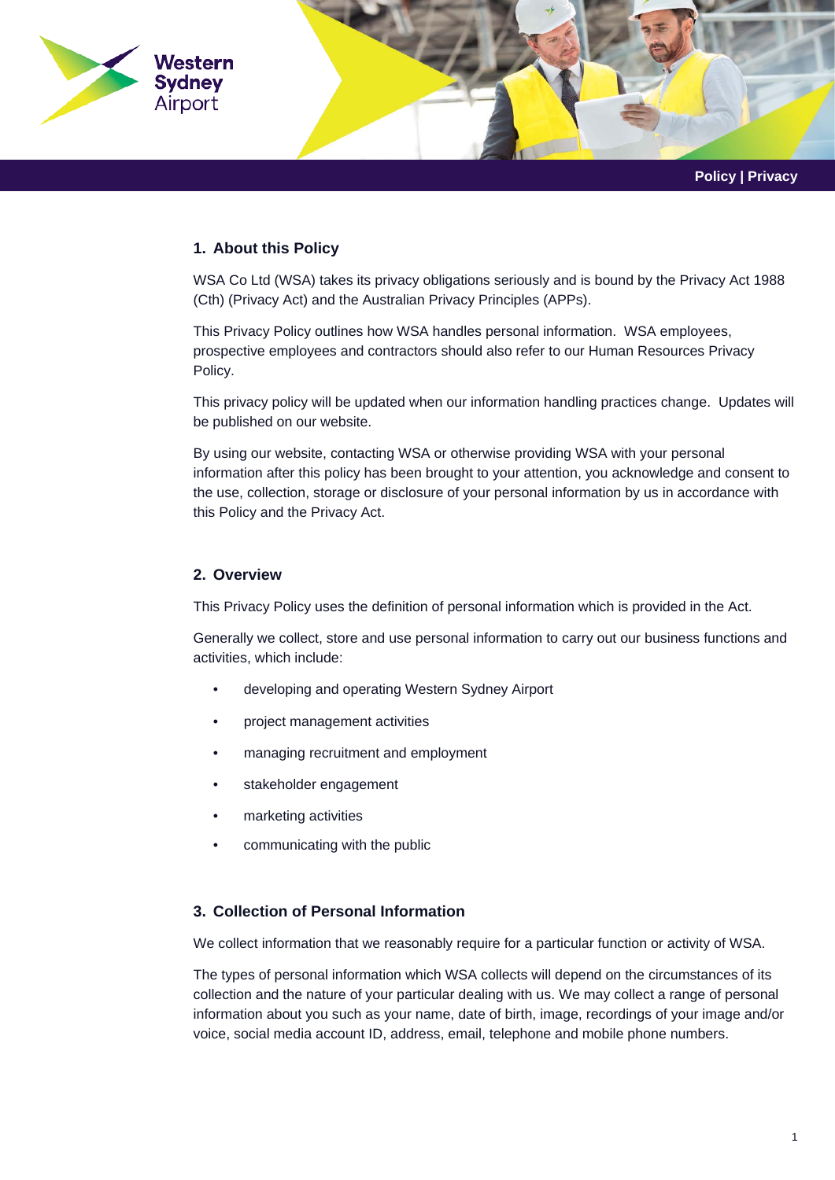Policy | Privacy

## 1. About this Policy

WSA Co Ltd (WSA) takes its privacy obligations seriously and is bound by the Privacy Act 1988 (Cth) (Privacy Act) and the Australian Privacy Principles (APPs).

This Privacy Policy outlines how WSA handles personal information. WSA employees, prospective employees and contractors should also refer to our Human Resources Privacy Policy.

This privacy policy will be updated when our information handling practices change. Updates will be published on our website.

By using our website, contacting WSA or otherwise providing WSA with your personal information after this policy has been brought to your attention, you acknowledge and consent to the use, collection, storage or disclosure of your personal information by us in accordance with this Policy and the Privacy Act.

## 2. Overview

This Privacy Policy uses the definition of personal information which is provided in the Act.

Generally we collect, store and use personal information to carry out our business functions and activities, which include:

- developing and operating Western Sydney Airport
- project management activities
- managing recruitment and employment
- stakeholder engagement
- marketing activities
- communicating with the public

## 3. Collection of Personal Information

We collect information that we reasonably require for a particular function or activity of WSA.

The types of personal information which WSA collects will depend on the circumstances of its collection and the nature of your particular dealing with us. We may collect a range of personal information about you such as your name, date of birth, image, recordings of your image and/or voice, social media account ID, address, email, telephone and mobile phone numbers.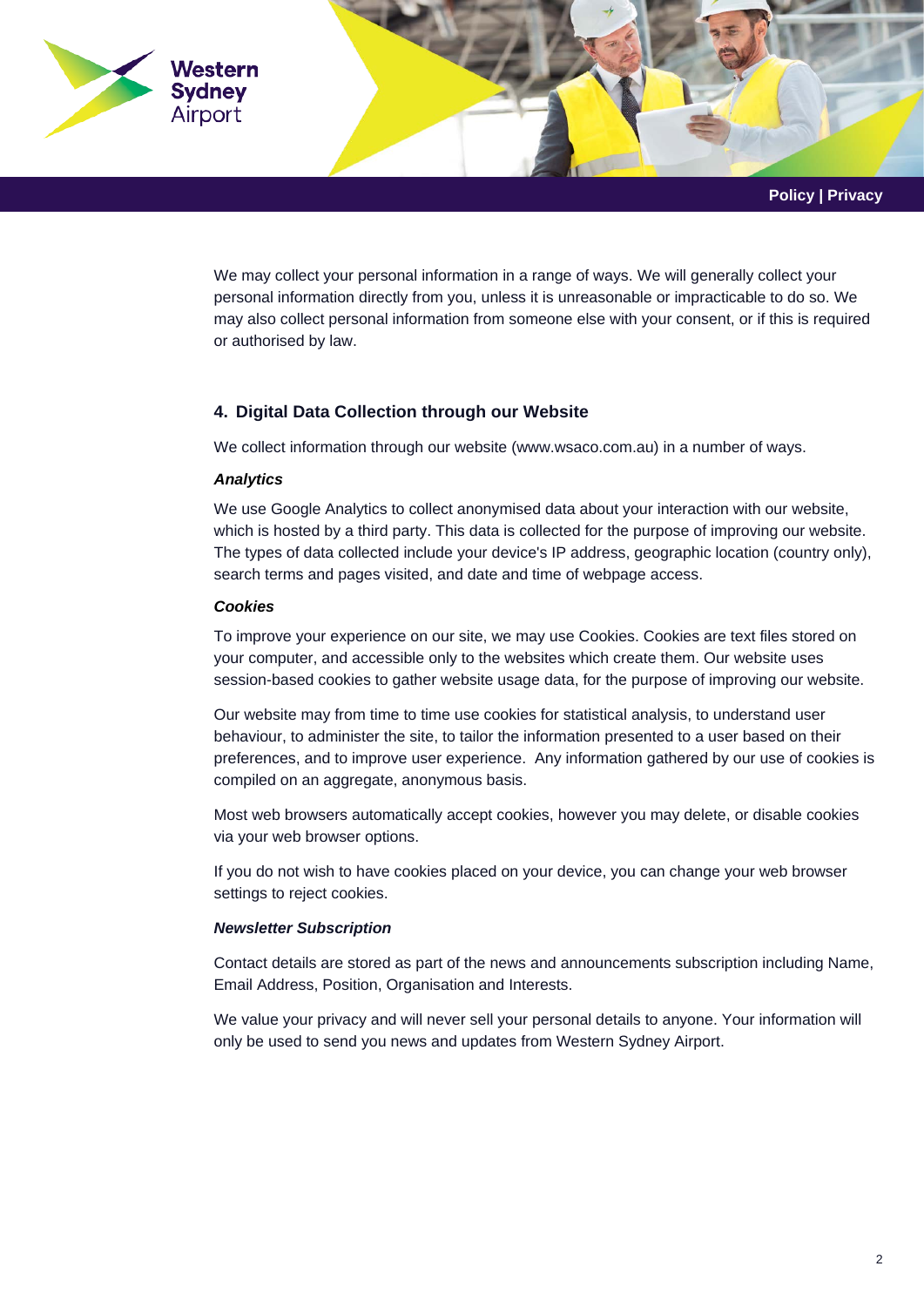We may collect your personal information in a range of ways. We will generally collect your personal information directly from you, unless it is unreasonable or impracticable to do so. We may also collect personal information from someone else with your consent, or if this is required or authorised by law.

## 4. Digital Data Collection through our Website

We collect information through our website (www.wsaco.com.au) in a number of ways.

***Analytics***

We use Google Analytics to collect anonymised data about your interaction with our website, which is hosted by a third party. This data is collected for the purpose of improving our website. The types of data collected include your device's IP address, geographic location (country only), search terms and pages visited, and date and time of webpage access.

***Cookies***

To improve your experience on our site, we may use Cookies. Cookies are text files stored on your computer, and accessible only to the websites which create them. Our website uses session-based cookies to gather website usage data, for the purpose of improving our website.

Our website may from time to time use cookies for statistical analysis, to understand user behaviour, to administer the site, to tailor the information presented to a user based on their preferences, and to improve user experience. Any information gathered by our use of cookies is compiled on an aggregate, anonymous basis.

Most web browsers automatically accept cookies, however you may delete, or disable cookies via your web browser options.

If you do not wish to have cookies placed on your device, you can change your web browser settings to reject cookies.

***Newsletter Subscription***

Contact details are stored as part of the news and announcements subscription including Name, Email Address, Position, Organisation and Interests.

We value your privacy and will never sell your personal details to anyone. Your information will only be used to send you news and updates from Western Sydney Airport.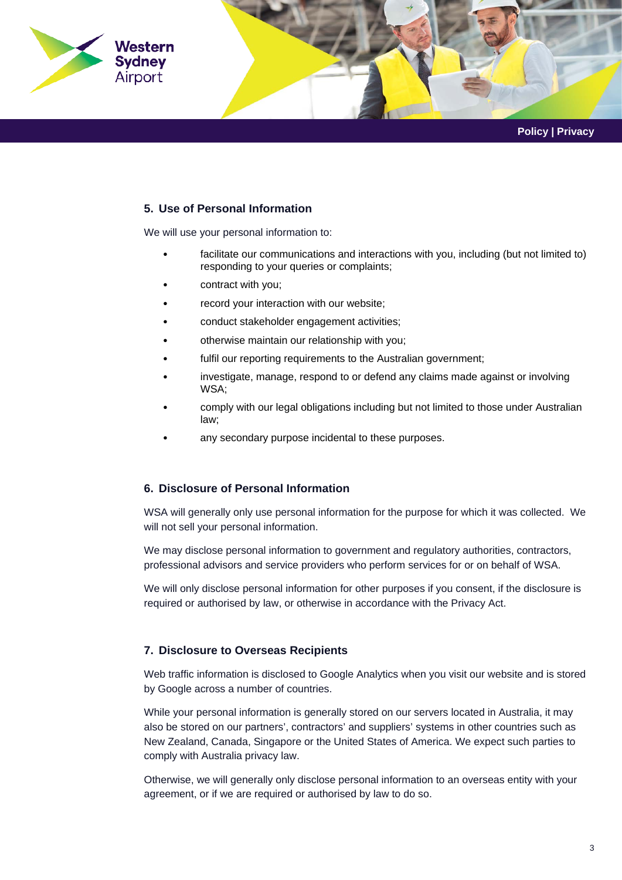## 5. Use of Personal Information

We will use your personal information to:

- facilitate our communications and interactions with you, including (but not limited to) responding to your queries or complaints;
- contract with you;
- record your interaction with our website;
- conduct stakeholder engagement activities;
- otherwise maintain our relationship with you;
- fulfil our reporting requirements to the Australian government;
- investigate, manage, respond to or defend any claims made against or involving WSA;
- comply with our legal obligations including but not limited to those under Australian law;
- any secondary purpose incidental to these purposes.

## 6. Disclosure of Personal Information

WSA will generally only use personal information for the purpose for which it was collected. We will not sell your personal information.

We may disclose personal information to government and regulatory authorities, contractors, professional advisors and service providers who perform services for or on behalf of WSA.

We will only disclose personal information for other purposes if you consent, if the disclosure is required or authorised by law, or otherwise in accordance with the Privacy Act.

## 7. Disclosure to Overseas Recipients

Web traffic information is disclosed to Google Analytics when you visit our website and is stored by Google across a number of countries.

While your personal information is generally stored on our servers located in Australia, it may also be stored on our partners', contractors' and suppliers' systems in other countries such as New Zealand, Canada, Singapore or the United States of America. We expect such parties to comply with Australia privacy law.

Otherwise, we will generally only disclose personal information to an overseas entity with your agreement, or if we are required or authorised by law to do so.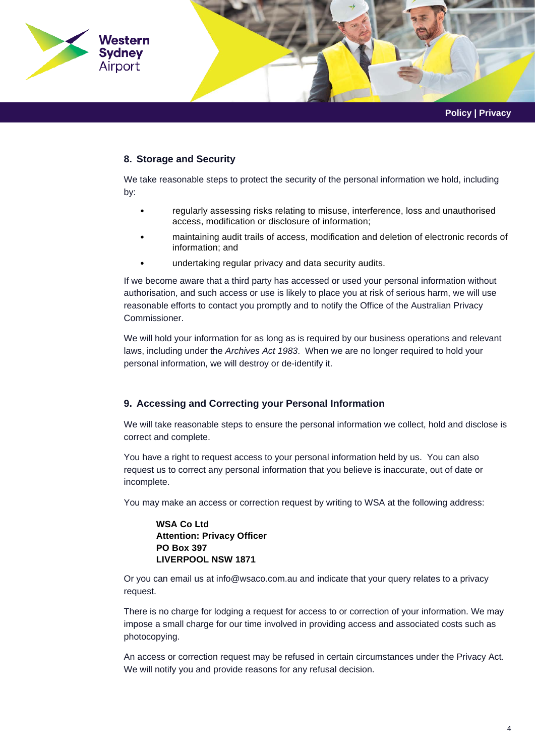## 8. Storage and Security

We take reasonable steps to protect the security of the personal information we hold, including by:

- regularly assessing risks relating to misuse, interference, loss and unauthorised access, modification or disclosure of information;
- maintaining audit trails of access, modification and deletion of electronic records of information; and
- undertaking regular privacy and data security audits.

If we become aware that a third party has accessed or used your personal information without authorisation, and such access or use is likely to place you at risk of serious harm, we will use reasonable efforts to contact you promptly and to notify the Office of the Australian Privacy Commissioner.

We will hold your information for as long as is required by our business operations and relevant laws, including under the *Archives Act 1983*. When we are no longer required to hold your personal information, we will destroy or de-identify it.

## 9. Accessing and Correcting your Personal Information

We will take reasonable steps to ensure the personal information we collect, hold and disclose is correct and complete.

You have a right to request access to your personal information held by us. You can also request us to correct any personal information that you believe is inaccurate, out of date or incomplete.

You may make an access or correction request by writing to WSA at the following address:

**WSA Co Ltd**
**Attention: Privacy Officer**
**PO Box 397**
**LIVERPOOL NSW 1871**

Or you can email us at info@wsaco.com.au and indicate that your query relates to a privacy request.

There is no charge for lodging a request for access to or correction of your information. We may impose a small charge for our time involved in providing access and associated costs such as photocopying.

An access or correction request may be refused in certain circumstances under the Privacy Act. We will notify you and provide reasons for any refusal decision.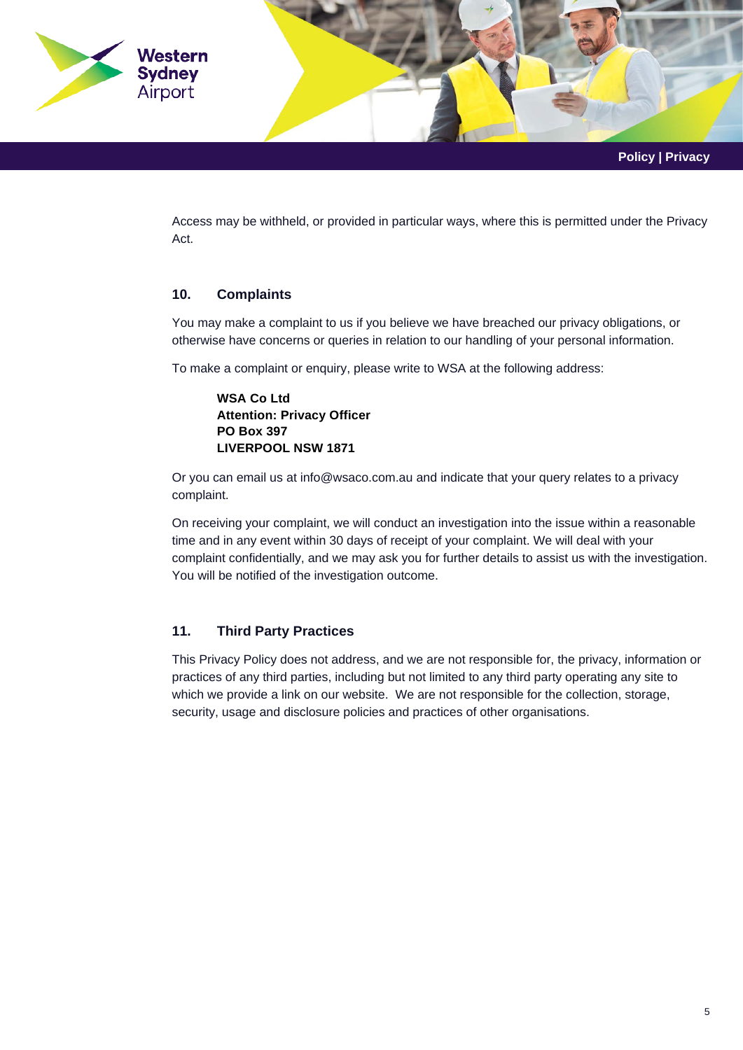Access may be withheld, or provided in particular ways, where this is permitted under the Privacy Act.

## 10. Complaints

You may make a complaint to us if you believe we have breached our privacy obligations, or otherwise have concerns or queries in relation to our handling of your personal information.

To make a complaint or enquiry, please write to WSA at the following address:

**WSA Co Ltd**
**Attention: Privacy Officer**
**PO Box 397**
**LIVERPOOL NSW 1871**

Or you can email us at info@wsaco.com.au and indicate that your query relates to a privacy complaint.

On receiving your complaint, we will conduct an investigation into the issue within a reasonable time and in any event within 30 days of receipt of your complaint. We will deal with your complaint confidentially, and we may ask you for further details to assist us with the investigation. You will be notified of the investigation outcome.

## 11. Third Party Practices

This Privacy Policy does not address, and we are not responsible for, the privacy, information or practices of any third parties, including but not limited to any third party operating any site to which we provide a link on our website. We are not responsible for the collection, storage, security, usage and disclosure policies and practices of other organisations.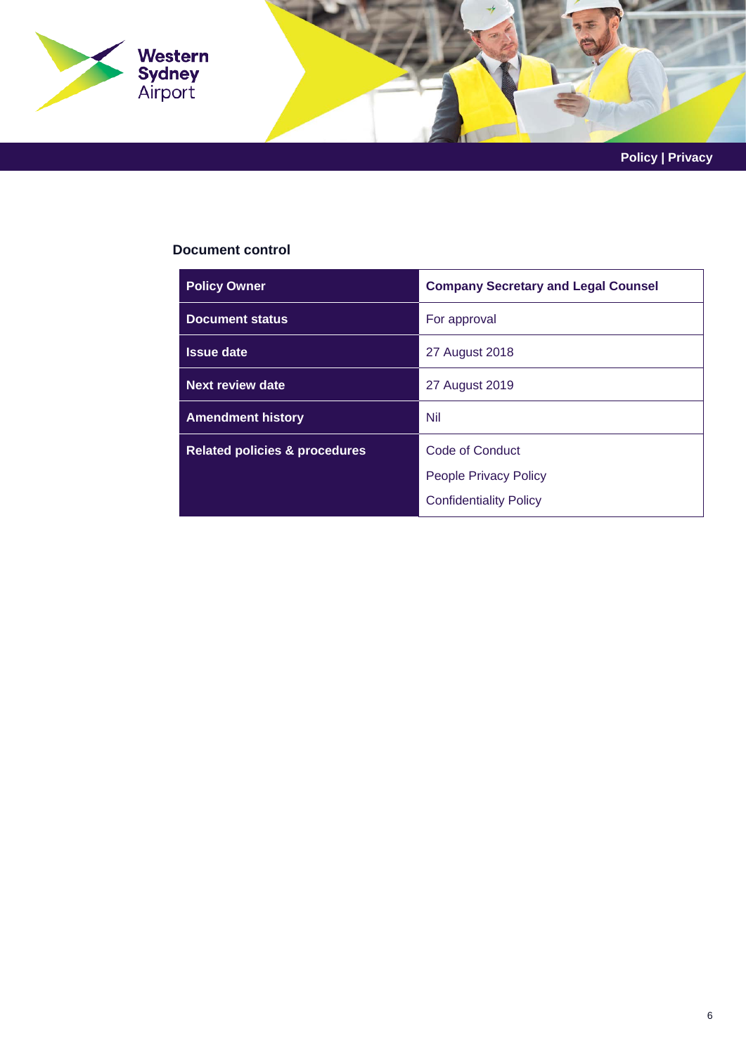## Document control

| | |
|---|---|
| **Policy Owner** | **Company Secretary and Legal Counsel** |
| **Document status** | For approval |
| **Issue date** | 27 August 2018 |
| **Next review date** | 27 August 2019 |
| **Amendment history** | Nil |
| **Related policies & procedures** | Code of Conduct<br>People Privacy Policy<br>Confidentiality Policy |